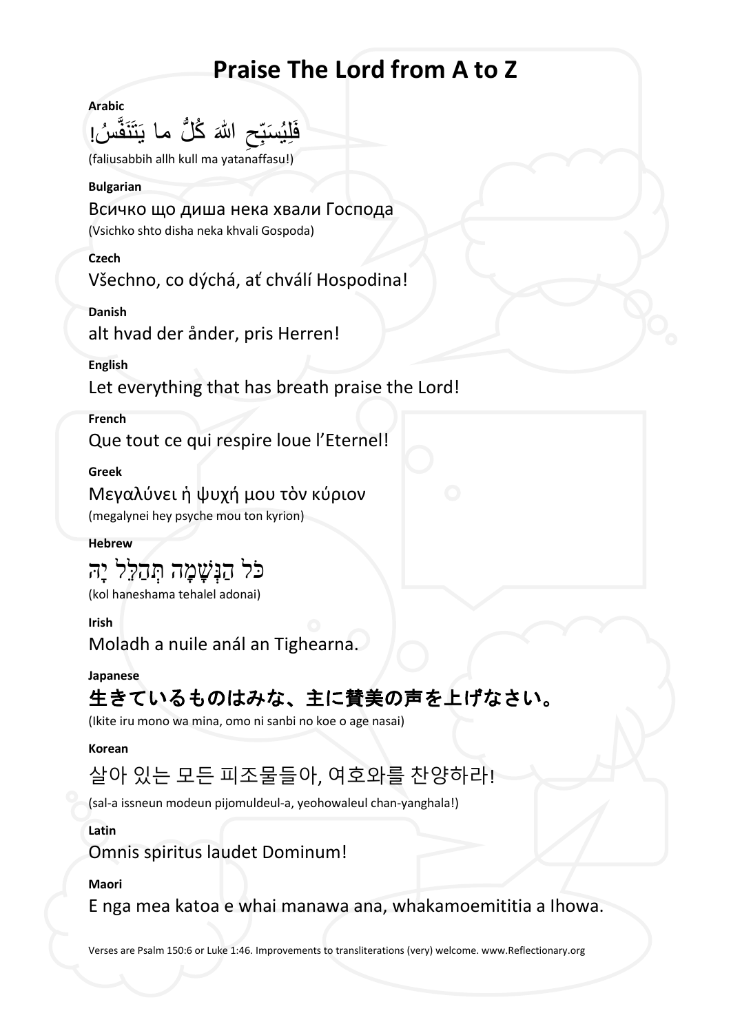# Praise The Lord from A to Z

**Arabic**

فَلِيُسَبِّحِ اللهَ كُلُّ ما يَتَنَفَّسُ!

(faliusabbih allh kull ma yatanaffasu!)

**Bulgarian**

Всичко що диша нека хвали Господа

(Vsichko shto disha neka khvali Gospoda)

**Czech**

Všechno, co dýchá, ať chválí Hospodina!

**Danish**

alt hvad der ånder, pris Herren!

**English**

Let everything that has breath praise the Lord!

**French**

Que tout ce qui respire loue l'Eternel!

**Greek**

Μεγαλύνει ἡ ψυχή μου τὸν κύριον

(megalynei hey psyche mou ton kyrion)

**Hebrew**

כֹּל הַנְּשָׁמָה תְּהַלֵּל יָהּ

(kol haneshama tehalel adonai)

**Irish**

Moladh a nuile anál an Tighearna.

**Japanese**

生きているものはみな、主に賛美の声を上げなさい。

(Ikite iru mono wa mina, omo ni sanbi no koe o age nasai)

**Korean**

살아 있는 모든 피조물들아, 여호와를 찬양하라!

(sal-a issneun modeun pijomuldeul-a, yeohowaleul chan-yanghala!)

**Latin**

Omnis spiritus laudet Dominum!

**Maori**

E nga mea katoa e whai manawa ana, whakamoemititia a Ihowa.

Verses are Psalm 150:6 or Luke 1:46. Improvements to transliterations (very) welcome. www.Reflectionary.org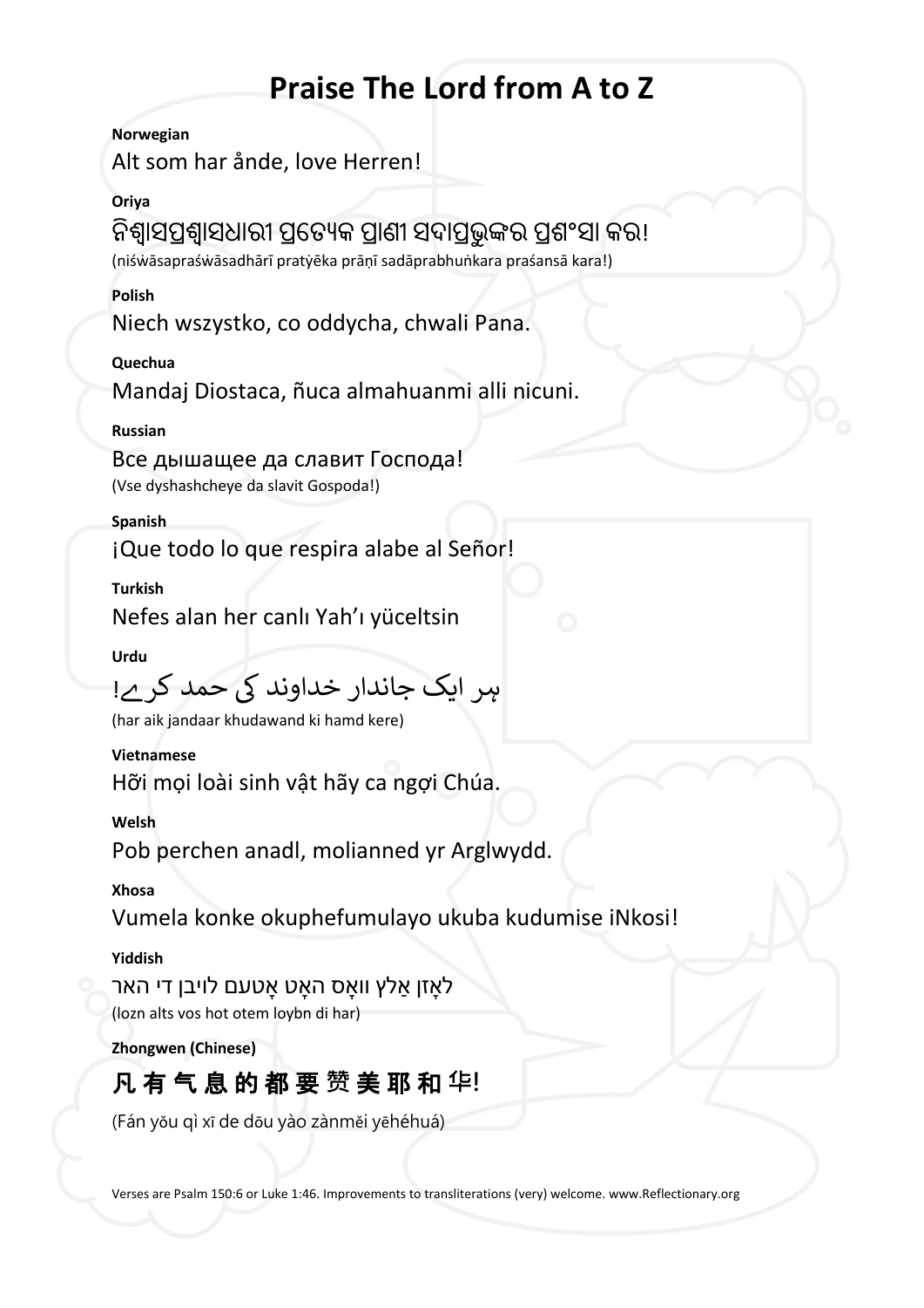# Praise The Lord from A to Z

**Norwegian**

Alt som har ånde, love Herren!

**Oriya**

ନିଶ୍ୱାସପ୍ରଶ୍ୱାସଧାରୀ ପ୍ରତ୍ୟେକ ପ୍ରାଣୀ ସଦାପ୍ରଭୁଙ୍କର ପ୍ରଶଂସା କର!

(niśwāsapraśwāsadhārī pratẏēka prāṇī sadāprabhuṅkara praśansā kara!)

**Polish**

Niech wszystko, co oddycha, chwali Pana.

**Quechua**

Mandaj Diostaca, ñuca almahuanmi alli nicuni.

**Russian**

Все дышащее да славит Господа!

(Vse dyshashcheye da slavit Gospoda!)

**Spanish**

¡Que todo lo que respira alabe al Señor!

**Turkish**

Nefes alan her canlı Yah'ı yüceltsin

**Urdu**

ہر ایک جاندار خداوند کی حمد کرے!

(har aik jandaar khudawand ki hamd kere)

**Vietnamese**

Hỡi mọi loài sinh vật hãy ca ngợi Chúa.

**Welsh**

Pob perchen anadl, molianned yr Arglwydd.

**Xhosa**

Vumela konke okuphefumulayo ukuba kudumise iNkosi!

**Yiddish**

לאָזן אַלץ וואָס האָט אָטעם לויבן די האר

(lozn alts vos hot otem loybn di har)

**Zhongwen (Chinese)**

**凡有气息的都要赞美耶和华!**

(Fán yǒu qì xī de dōu yào zànměi yēhéhuá)

Verses are Psalm 150:6 or Luke 1:46. Improvements to transliterations (very) welcome. www.Reflectionary.org